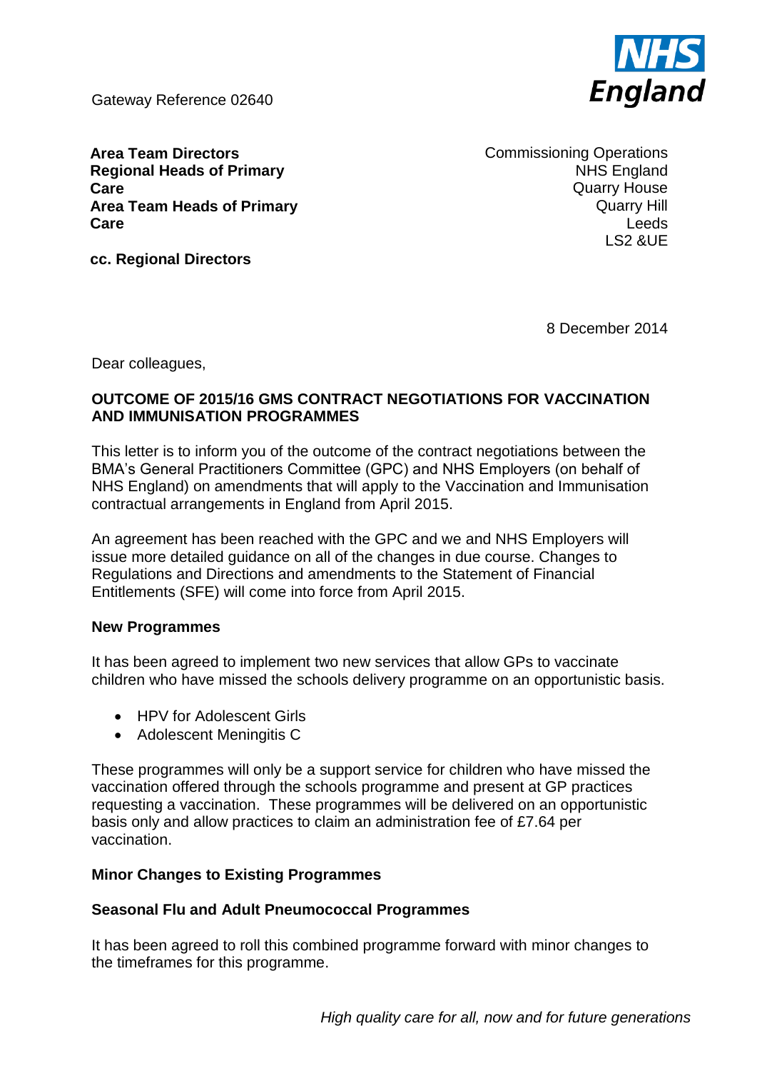Gateway Reference 02640

**Area Team Directors**
**Regional Heads of Primary Care**
**Area Team Heads of Primary Care**

**cc. Regional Directors**

Commissioning Operations
NHS England
Quarry House
Quarry Hill
Leeds
LS2 &UE

8 December 2014

Dear colleagues,

**OUTCOME OF 2015/16 GMS CONTRACT NEGOTIATIONS FOR VACCINATION AND IMMUNISATION PROGRAMMES**

This letter is to inform you of the outcome of the contract negotiations between the BMA's General Practitioners Committee (GPC) and NHS Employers (on behalf of NHS England) on amendments that will apply to the Vaccination and Immunisation contractual arrangements in England from April 2015.

An agreement has been reached with the GPC and we and NHS Employers will issue more detailed guidance on all of the changes in due course. Changes to Regulations and Directions and amendments to the Statement of Financial Entitlements (SFE) will come into force from April 2015.

**New Programmes**

It has been agreed to implement two new services that allow GPs to vaccinate children who have missed the schools delivery programme on an opportunistic basis.

- HPV for Adolescent Girls
- Adolescent Meningitis C

These programmes will only be a support service for children who have missed the vaccination offered through the schools programme and present at GP practices requesting a vaccination. These programmes will be delivered on an opportunistic basis only and allow practices to claim an administration fee of £7.64 per vaccination.

**Minor Changes to Existing Programmes**

**Seasonal Flu and Adult Pneumococcal Programmes**

It has been agreed to roll this combined programme forward with minor changes to the timeframes for this programme.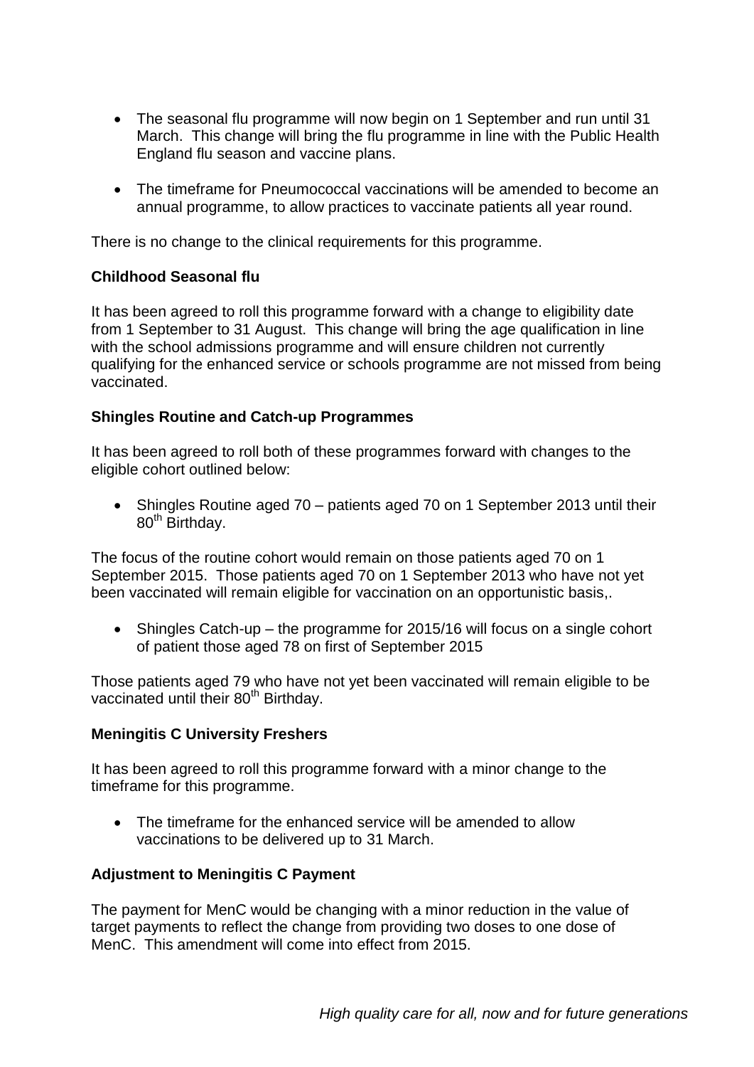- The seasonal flu programme will now begin on 1 September and run until 31 March. This change will bring the flu programme in line with the Public Health England flu season and vaccine plans.

- The timeframe for Pneumococcal vaccinations will be amended to become an annual programme, to allow practices to vaccinate patients all year round.

There is no change to the clinical requirements for this programme.

**Childhood Seasonal flu**

It has been agreed to roll this programme forward with a change to eligibility date from 1 September to 31 August. This change will bring the age qualification in line with the school admissions programme and will ensure children not currently qualifying for the enhanced service or schools programme are not missed from being vaccinated.

**Shingles Routine and Catch-up Programmes**

It has been agreed to roll both of these programmes forward with changes to the eligible cohort outlined below:

- Shingles Routine aged 70 – patients aged 70 on 1 September 2013 until their 80th Birthday.

The focus of the routine cohort would remain on those patients aged 70 on 1 September 2015. Those patients aged 70 on 1 September 2013 who have not yet been vaccinated will remain eligible for vaccination on an opportunistic basis,.

- Shingles Catch-up – the programme for 2015/16 will focus on a single cohort of patient those aged 78 on first of September 2015

Those patients aged 79 who have not yet been vaccinated will remain eligible to be vaccinated until their 80th Birthday.

**Meningitis C University Freshers**

It has been agreed to roll this programme forward with a minor change to the timeframe for this programme.

- The timeframe for the enhanced service will be amended to allow vaccinations to be delivered up to 31 March.

**Adjustment to Meningitis C Payment**

The payment for MenC would be changing with a minor reduction in the value of target payments to reflect the change from providing two doses to one dose of MenC. This amendment will come into effect from 2015.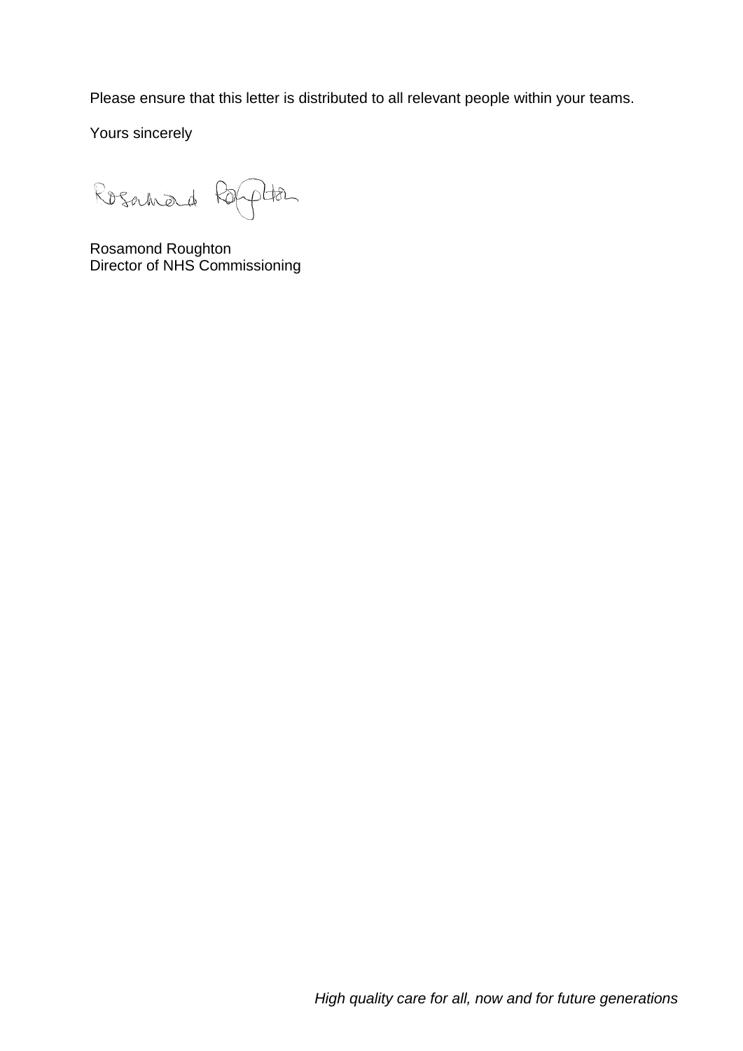Please ensure that this letter is distributed to all relevant people within your teams.

Yours sincerely

Rosamond Roughton
Director of NHS Commissioning

*High quality care for all, now and for future generations*